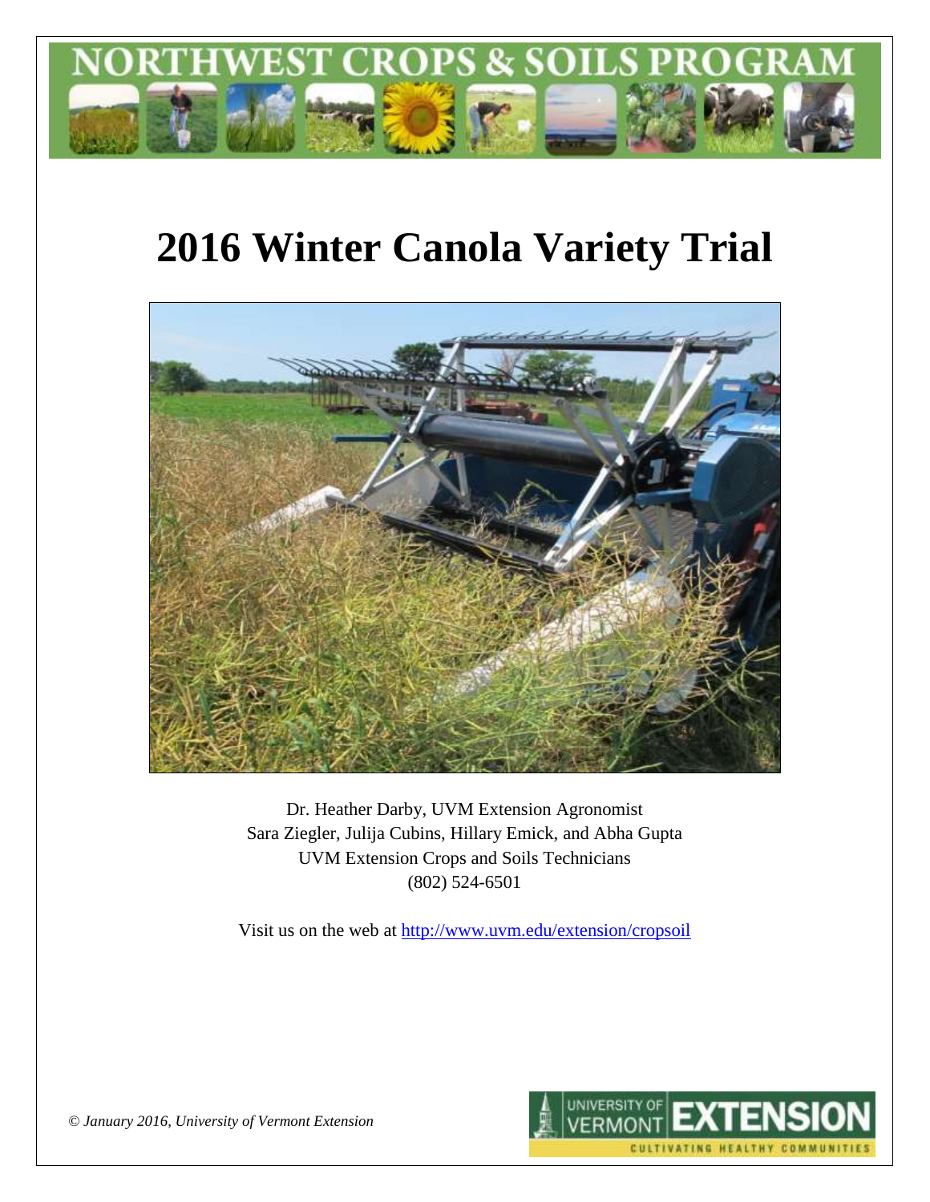# 2016 Winter Canola Variety Trial

Dr. Heather Darby, UVM Extension Agronomist
Sara Ziegler, Julija Cubins, Hillary Emick, and Abha Gupta
UVM Extension Crops and Soils Technicians
(802) 524-6501

Visit us on the web at http://www.uvm.edu/extension/cropsoil

*© January 2016, University of Vermont Extension*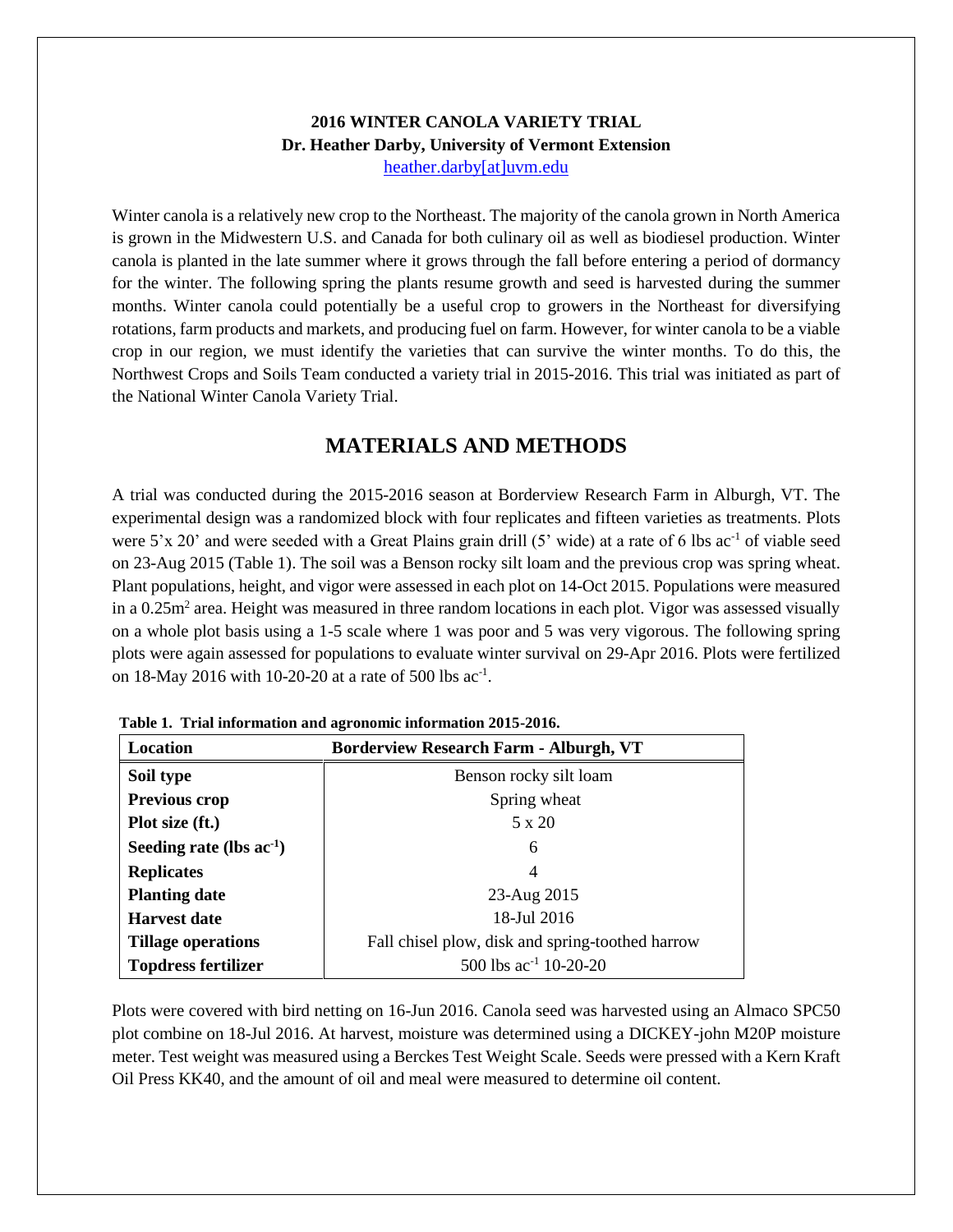**2016 WINTER CANOLA VARIETY TRIAL**
**Dr. Heather Darby, University of Vermont Extension**
heather.darby[at]uvm.edu

Winter canola is a relatively new crop to the Northeast. The majority of the canola grown in North America is grown in the Midwestern U.S. and Canada for both culinary oil as well as biodiesel production. Winter canola is planted in the late summer where it grows through the fall before entering a period of dormancy for the winter. The following spring the plants resume growth and seed is harvested during the summer months. Winter canola could potentially be a useful crop to growers in the Northeast for diversifying rotations, farm products and markets, and producing fuel on farm. However, for winter canola to be a viable crop in our region, we must identify the varieties that can survive the winter months. To do this, the Northwest Crops and Soils Team conducted a variety trial in 2015-2016. This trial was initiated as part of the National Winter Canola Variety Trial.

## MATERIALS AND METHODS

A trial was conducted during the 2015-2016 season at Borderview Research Farm in Alburgh, VT. The experimental design was a randomized block with four replicates and fifteen varieties as treatments. Plots were 5'x 20' and were seeded with a Great Plains grain drill (5' wide) at a rate of 6 lbs ac$^{-1}$ of viable seed on 23-Aug 2015 (Table 1). The soil was a Benson rocky silt loam and the previous crop was spring wheat. Plant populations, height, and vigor were assessed in each plot on 14-Oct 2015. Populations were measured in a 0.25m$^2$ area. Height was measured in three random locations in each plot. Vigor was assessed visually on a whole plot basis using a 1-5 scale where 1 was poor and 5 was very vigorous. The following spring plots were again assessed for populations to evaluate winter survival on 29-Apr 2016. Plots were fertilized on 18-May 2016 with 10-20-20 at a rate of 500 lbs ac$^{-1}$.

**Table 1. Trial information and agronomic information 2015-2016.**

| Location | Borderview Research Farm - Alburgh, VT |
|---|---|
| **Soil type** | Benson rocky silt loam |
| **Previous crop** | Spring wheat |
| **Plot size (ft.)** | 5 x 20 |
| **Seeding rate (lbs ac$^{-1}$)** | 6 |
| **Replicates** | 4 |
| **Planting date** | 23-Aug 2015 |
| **Harvest date** | 18-Jul 2016 |
| **Tillage operations** | Fall chisel plow, disk and spring-toothed harrow |
| **Topdress fertilizer** | 500 lbs ac$^{-1}$ 10-20-20 |

Plots were covered with bird netting on 16-Jun 2016. Canola seed was harvested using an Almaco SPC50 plot combine on 18-Jul 2016. At harvest, moisture was determined using a DICKEY-john M20P moisture meter. Test weight was measured using a Berckes Test Weight Scale. Seeds were pressed with a Kern Kraft Oil Press KK40, and the amount of oil and meal were measured to determine oil content.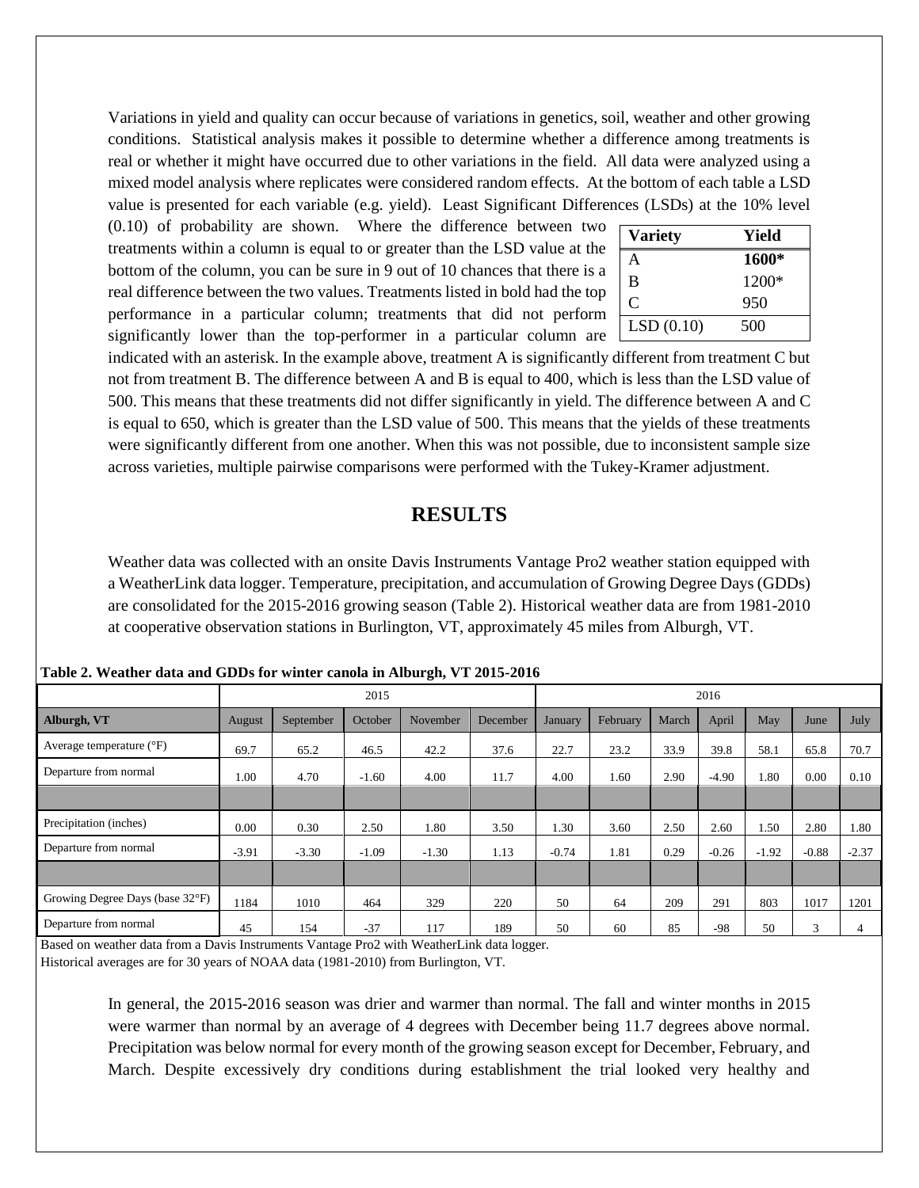Variations in yield and quality can occur because of variations in genetics, soil, weather and other growing conditions. Statistical analysis makes it possible to determine whether a difference among treatments is real or whether it might have occurred due to other variations in the field. All data were analyzed using a mixed model analysis where replicates were considered random effects. At the bottom of each table a LSD value is presented for each variable (e.g. yield). Least Significant Differences (LSDs) at the 10% level (0.10) of probability are shown. Where the difference between two treatments within a column is equal to or greater than the LSD value at the bottom of the column, you can be sure in 9 out of 10 chances that there is a real difference between the two values. Treatments listed in bold had the top performance in a particular column; treatments that did not perform significantly lower than the top-performer in a particular column are indicated with an asterisk. In the example above, treatment A is significantly different from treatment C but not from treatment B. The difference between A and B is equal to 400, which is less than the LSD value of 500. This means that these treatments did not differ significantly in yield. The difference between A and C is equal to 650, which is greater than the LSD value of 500. This means that the yields of these treatments were significantly different from one another. When this was not possible, due to inconsistent sample size across varieties, multiple pairwise comparisons were performed with the Tukey-Kramer adjustment.

| Variety | Yield |
|---|---|
| A | **1600*** |
| B | 1200* |
| C | 950 |
| LSD (0.10) | 500 |

# RESULTS

Weather data was collected with an onsite Davis Instruments Vantage Pro2 weather station equipped with a WeatherLink data logger. Temperature, precipitation, and accumulation of Growing Degree Days (GDDs) are consolidated for the 2015-2016 growing season (Table 2). Historical weather data are from 1981-2010 at cooperative observation stations in Burlington, VT, approximately 45 miles from Alburgh, VT.

**Table 2. Weather data and GDDs for winter canola in Alburgh, VT 2015-2016**

| | 2015 | | | | | 2016 | | | | | | |
|---|---|---|---|---|---|---|---|---|---|---|---|---|
| **Alburgh, VT** | August | September | October | November | December | January | February | March | April | May | June | July |
| Average temperature (°F) | 69.7 | 65.2 | 46.5 | 42.2 | 37.6 | 22.7 | 23.2 | 33.9 | 39.8 | 58.1 | 65.8 | 70.7 |
| Departure from normal | 1.00 | 4.70 | -1.60 | 4.00 | 11.7 | 4.00 | 1.60 | 2.90 | -4.90 | 1.80 | 0.00 | 0.10 |
| | | | | | | | | | | | | |
| Precipitation (inches) | 0.00 | 0.30 | 2.50 | 1.80 | 3.50 | 1.30 | 3.60 | 2.50 | 2.60 | 1.50 | 2.80 | 1.80 |
| Departure from normal | -3.91 | -3.30 | -1.09 | -1.30 | 1.13 | -0.74 | 1.81 | 0.29 | -0.26 | -1.92 | -0.88 | -2.37 |
| | | | | | | | | | | | | |
| Growing Degree Days (base 32°F) | 1184 | 1010 | 464 | 329 | 220 | 50 | 64 | 209 | 291 | 803 | 1017 | 1201 |
| Departure from normal | 45 | 154 | -37 | 117 | 189 | 50 | 60 | 85 | -98 | 50 | 3 | 4 |

Based on weather data from a Davis Instruments Vantage Pro2 with WeatherLink data logger.
Historical averages are for 30 years of NOAA data (1981-2010) from Burlington, VT.

In general, the 2015-2016 season was drier and warmer than normal. The fall and winter months in 2015 were warmer than normal by an average of 4 degrees with December being 11.7 degrees above normal. Precipitation was below normal for every month of the growing season except for December, February, and March. Despite excessively dry conditions during establishment the trial looked very healthy and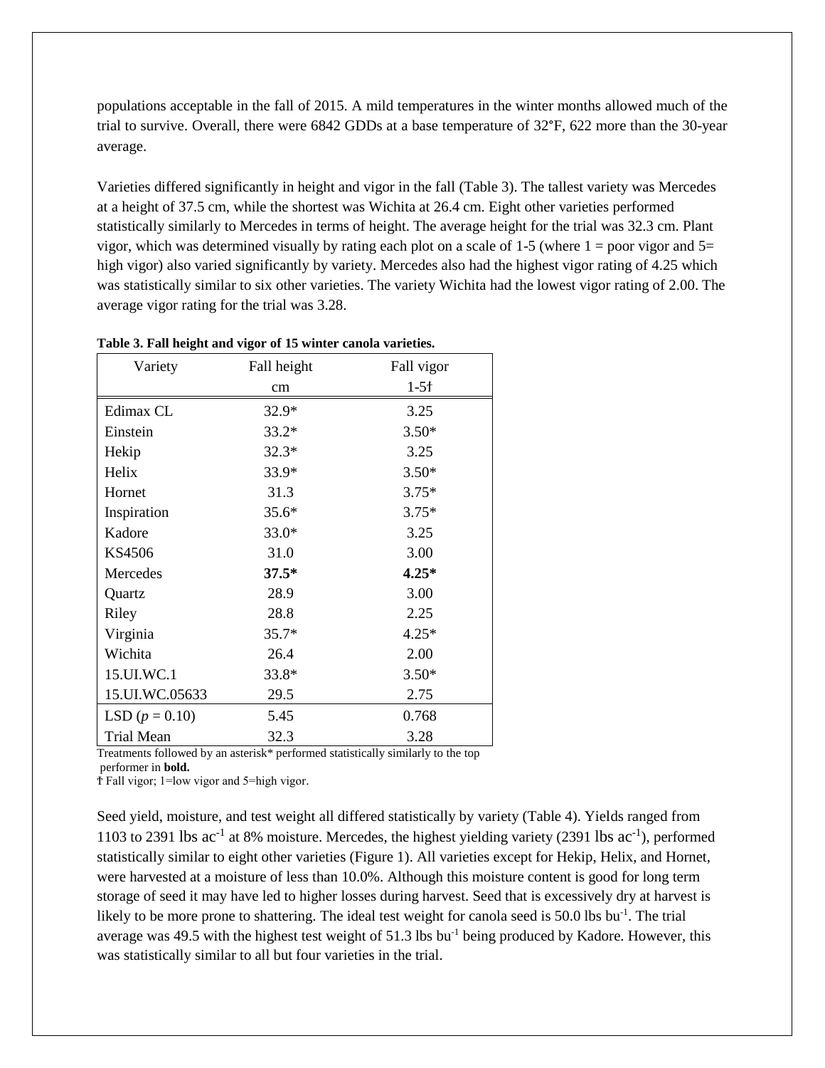populations acceptable in the fall of 2015. A mild temperatures in the winter months allowed much of the trial to survive. Overall, there were 6842 GDDs at a base temperature of 32°F, 622 more than the 30-year average.

Varieties differed significantly in height and vigor in the fall (Table 3). The tallest variety was Mercedes at a height of 37.5 cm, while the shortest was Wichita at 26.4 cm. Eight other varieties performed statistically similarly to Mercedes in terms of height. The average height for the trial was 32.3 cm. Plant vigor, which was determined visually by rating each plot on a scale of 1-5 (where 1 = poor vigor and 5= high vigor) also varied significantly by variety. Mercedes also had the highest vigor rating of 4.25 which was statistically similar to six other varieties. The variety Wichita had the lowest vigor rating of 2.00. The average vigor rating for the trial was 3.28.

**Table 3. Fall height and vigor of 15 winter canola varieties.**

| Variety | Fall height | Fall vigor |
|---|---|---|
| | cm | 1-5† |
| Edimax CL | 32.9* | 3.25 |
| Einstein | 33.2* | 3.50* |
| Hekip | 32.3* | 3.25 |
| Helix | 33.9* | 3.50* |
| Hornet | 31.3 | 3.75* |
| Inspiration | 35.6* | 3.75* |
| Kadore | 33.0* | 3.25 |
| KS4506 | 31.0 | 3.00 |
| Mercedes | **37.5*** | **4.25*** |
| Quartz | 28.9 | 3.00 |
| Riley | 28.8 | 2.25 |
| Virginia | 35.7* | 4.25* |
| Wichita | 26.4 | 2.00 |
| 15.UI.WC.1 | 33.8* | 3.50* |
| 15.UI.WC.05633 | 29.5 | 2.75 |
| LSD ($p = 0.10$) | 5.45 | 0.768 |
| Trial Mean | 32.3 | 3.28 |

Treatments followed by an asterisk* performed statistically similarly to the top performer in **bold.**

† Fall vigor; 1=low vigor and 5=high vigor.

Seed yield, moisture, and test weight all differed statistically by variety (Table 4). Yields ranged from 1103 to 2391 lbs $ac^{-1}$ at 8% moisture. Mercedes, the highest yielding variety (2391 lbs $ac^{-1}$), performed statistically similar to eight other varieties (Figure 1). All varieties except for Hekip, Helix, and Hornet, were harvested at a moisture of less than 10.0%. Although this moisture content is good for long term storage of seed it may have led to higher losses during harvest. Seed that is excessively dry at harvest is likely to be more prone to shattering. The ideal test weight for canola seed is 50.0 lbs $bu^{-1}$. The trial average was 49.5 with the highest test weight of 51.3 lbs $bu^{-1}$ being produced by Kadore. However, this was statistically similar to all but four varieties in the trial.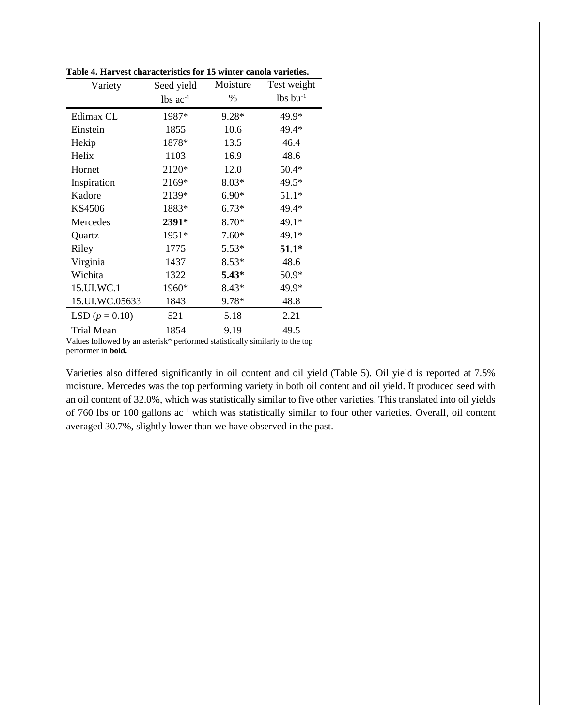**Table 4. Harvest characteristics for 15 winter canola varieties.**

| Variety | Seed yield lbs $ac^{-1}$ | Moisture % | Test weight lbs $bu^{-1}$ |
|---|---|---|---|
| Edimax CL | 1987* | 9.28* | 49.9* |
| Einstein | 1855 | 10.6 | 49.4* |
| Hekip | 1878* | 13.5 | 46.4 |
| Helix | 1103 | 16.9 | 48.6 |
| Hornet | 2120* | 12.0 | 50.4* |
| Inspiration | 2169* | 8.03* | 49.5* |
| Kadore | 2139* | 6.90* | 51.1* |
| KS4506 | 1883* | 6.73* | 49.4* |
| Mercedes | **2391*** | 8.70* | 49.1* |
| Quartz | 1951* | 7.60* | 49.1* |
| Riley | 1775 | 5.53* | **51.1*** |
| Virginia | 1437 | 8.53* | 48.6 |
| Wichita | 1322 | **5.43*** | 50.9* |
| 15.UI.WC.1 | 1960* | 8.43* | 49.9* |
| 15.UI.WC.05633 | 1843 | 9.78* | 48.8 |
| LSD ($p = 0.10$) | 521 | 5.18 | 2.21 |
| Trial Mean | 1854 | 9.19 | 49.5 |

Values followed by an asterisk* performed statistically similarly to the top performer in **bold.**

Varieties also differed significantly in oil content and oil yield (Table 5). Oil yield is reported at 7.5% moisture. Mercedes was the top performing variety in both oil content and oil yield. It produced seed with an oil content of 32.0%, which was statistically similar to five other varieties. This translated into oil yields of 760 lbs or 100 gallons $ac^{-1}$ which was statistically similar to four other varieties. Overall, oil content averaged 30.7%, slightly lower than we have observed in the past.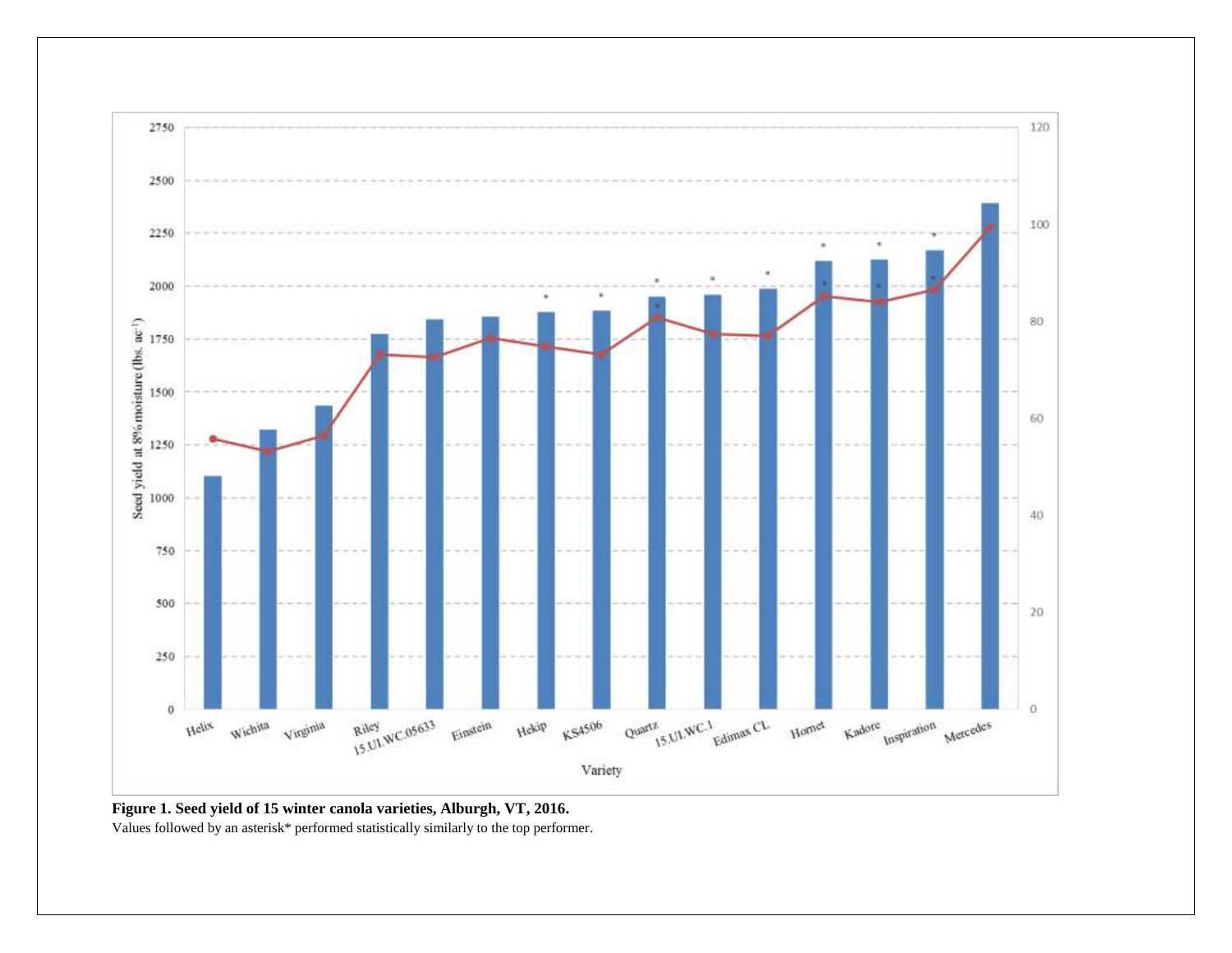**Figure 1. Seed yield of 15 winter canola varieties, Alburgh, VT, 2016.**

Values followed by an asterisk* performed statistically similarly to the top performer.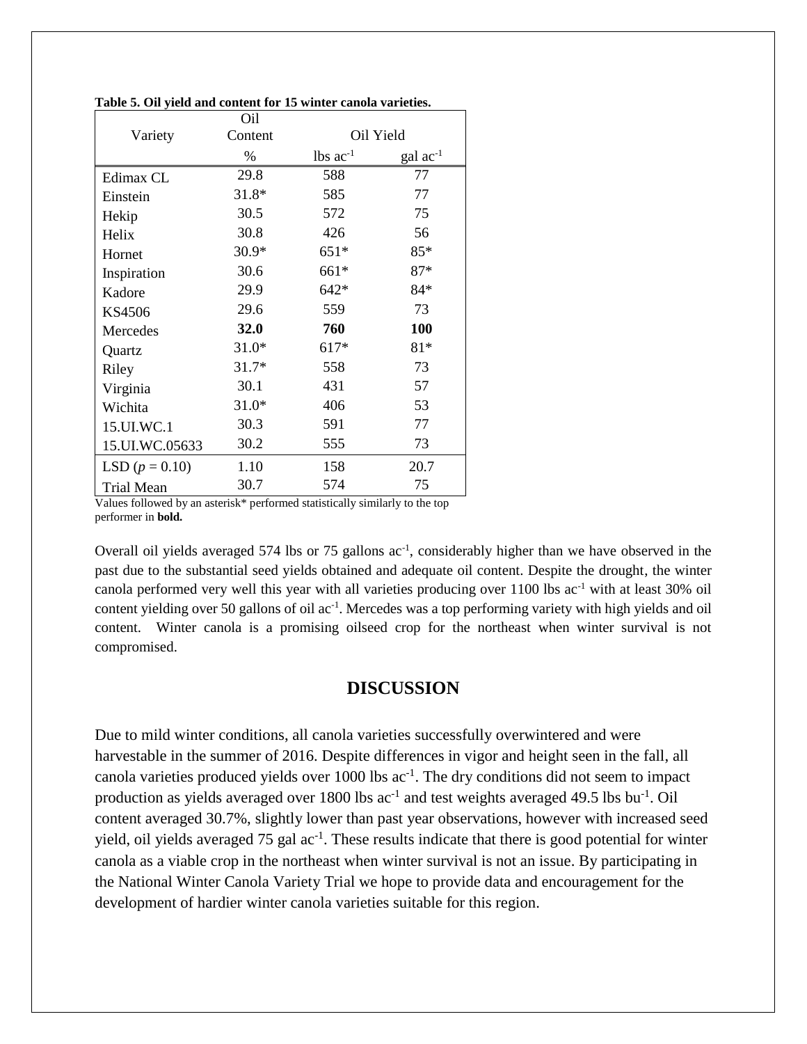**Table 5. Oil yield and content for 15 winter canola varieties.**

| Variety | Oil Content | Oil Yield | |
|---|---|---|---|
| | % | lbs $ac^{-1}$ | gal $ac^{-1}$ |
| Edimax CL | 29.8 | 588 | 77 |
| Einstein | 31.8* | 585 | 77 |
| Hekip | 30.5 | 572 | 75 |
| Helix | 30.8 | 426 | 56 |
| Hornet | 30.9* | 651* | 85* |
| Inspiration | 30.6 | 661* | 87* |
| Kadore | 29.9 | 642* | 84* |
| KS4506 | 29.6 | 559 | 73 |
| Mercedes | **32.0** | **760** | **100** |
| Quartz | 31.0* | 617* | 81* |
| Riley | 31.7* | 558 | 73 |
| Virginia | 30.1 | 431 | 57 |
| Wichita | 31.0* | 406 | 53 |
| 15.UI.WC.1 | 30.3 | 591 | 77 |
| 15.UI.WC.05633 | 30.2 | 555 | 73 |
| LSD ($p = 0.10$) | 1.10 | 158 | 20.7 |
| Trial Mean | 30.7 | 574 | 75 |

Values followed by an asterisk* performed statistically similarly to the top performer in **bold.**

Overall oil yields averaged 574 lbs or 75 gallons $ac^{-1}$, considerably higher than we have observed in the past due to the substantial seed yields obtained and adequate oil content. Despite the drought, the winter canola performed very well this year with all varieties producing over 1100 lbs $ac^{-1}$ with at least 30% oil content yielding over 50 gallons of oil $ac^{-1}$. Mercedes was a top performing variety with high yields and oil content. Winter canola is a promising oilseed crop for the northeast when winter survival is not compromised.

## DISCUSSION

Due to mild winter conditions, all canola varieties successfully overwintered and were harvestable in the summer of 2016. Despite differences in vigor and height seen in the fall, all canola varieties produced yields over 1000 lbs $ac^{-1}$. The dry conditions did not seem to impact production as yields averaged over 1800 lbs $ac^{-1}$ and test weights averaged 49.5 lbs $bu^{-1}$. Oil content averaged 30.7%, slightly lower than past year observations, however with increased seed yield, oil yields averaged 75 gal $ac^{-1}$. These results indicate that there is good potential for winter canola as a viable crop in the northeast when winter survival is not an issue. By participating in the National Winter Canola Variety Trial we hope to provide data and encouragement for the development of hardier winter canola varieties suitable for this region.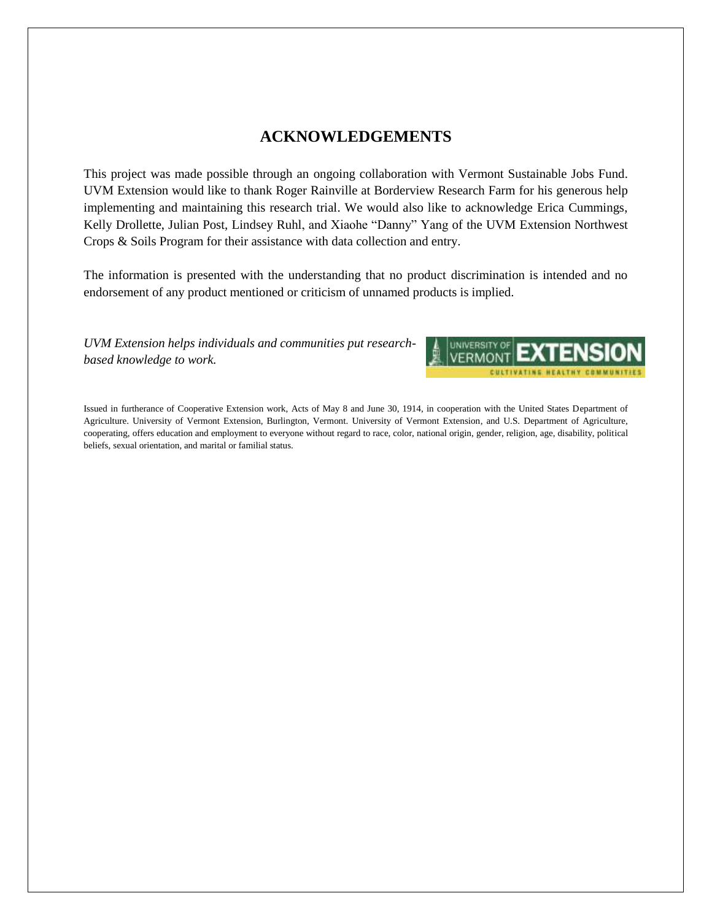## ACKNOWLEDGEMENTS

This project was made possible through an ongoing collaboration with Vermont Sustainable Jobs Fund. UVM Extension would like to thank Roger Rainville at Borderview Research Farm for his generous help implementing and maintaining this research trial. We would also like to acknowledge Erica Cummings, Kelly Drollette, Julian Post, Lindsey Ruhl, and Xiaohe “Danny” Yang of the UVM Extension Northwest Crops & Soils Program for their assistance with data collection and entry.

The information is presented with the understanding that no product discrimination is intended and no endorsement of any product mentioned or criticism of unnamed products is implied.

*UVM Extension helps individuals and communities put research-based knowledge to work.*

UNIVERSITY OF VERMONT EXTENSION
CULTIVATING HEALTHY COMMUNITIES

Issued in furtherance of Cooperative Extension work, Acts of May 8 and June 30, 1914, in cooperation with the United States Department of Agriculture. University of Vermont Extension, Burlington, Vermont. University of Vermont Extension, and U.S. Department of Agriculture, cooperating, offers education and employment to everyone without regard to race, color, national origin, gender, religion, age, disability, political beliefs, sexual orientation, and marital or familial status.